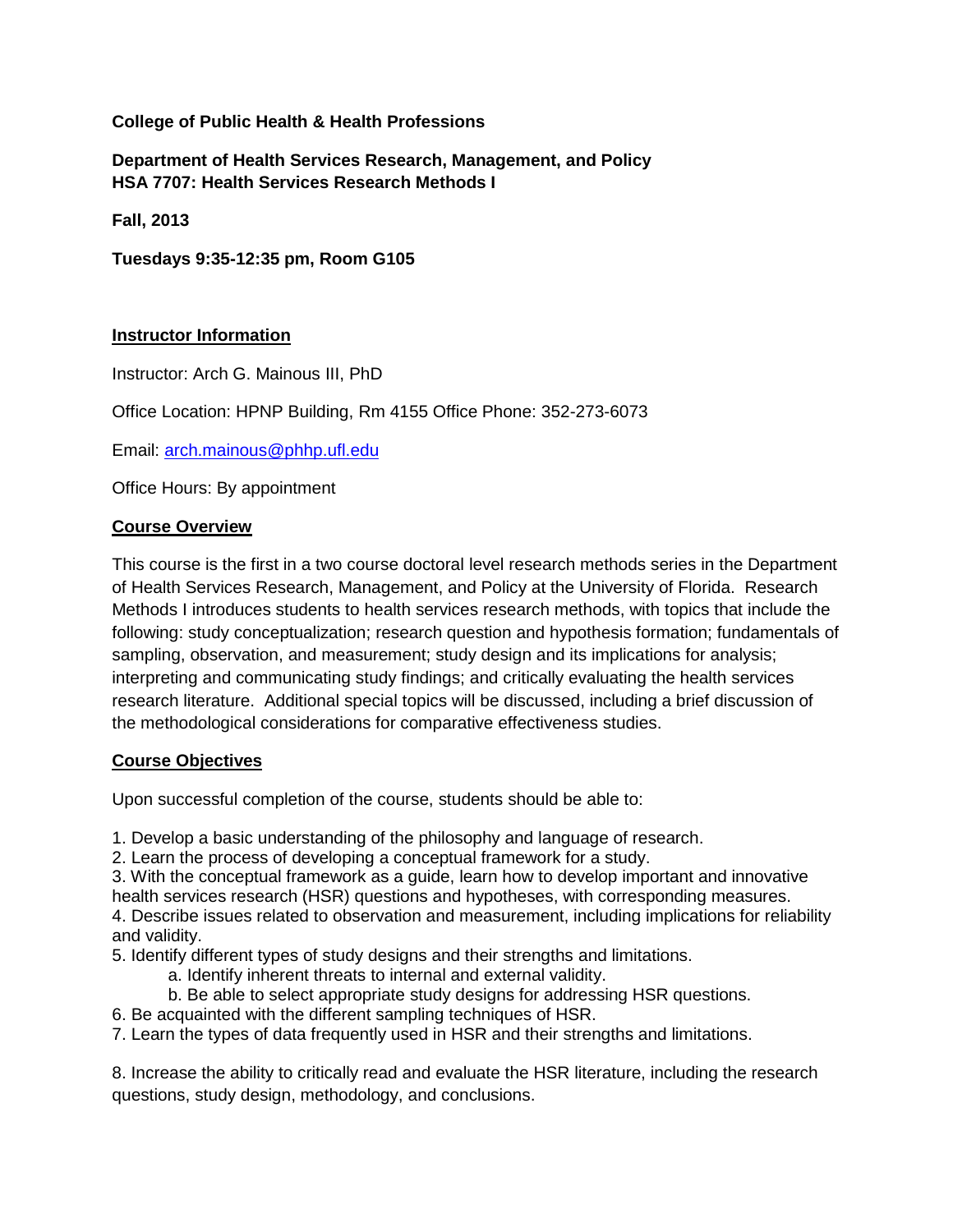**College of Public Health & Health Professions**

**Department of Health Services Research, Management, and Policy**
**HSA 7707: Health Services Research Methods I**

**Fall, 2013**

**Tuesdays 9:35-12:35 pm, Room G105**

## Instructor Information

Instructor: Arch G. Mainous III, PhD

Office Location: HPNP Building, Rm 4155 Office Phone: 352-273-6073

Email: arch.mainous@phhp.ufl.edu

Office Hours: By appointment

## Course Overview

This course is the first in a two course doctoral level research methods series in the Department of Health Services Research, Management, and Policy at the University of Florida. Research Methods I introduces students to health services research methods, with topics that include the following: study conceptualization; research question and hypothesis formation; fundamentals of sampling, observation, and measurement; study design and its implications for analysis; interpreting and communicating study findings; and critically evaluating the health services research literature. Additional special topics will be discussed, including a brief discussion of the methodological considerations for comparative effectiveness studies.

## Course Objectives

Upon successful completion of the course, students should be able to:

1. Develop a basic understanding of the philosophy and language of research.
2. Learn the process of developing a conceptual framework for a study.
3. With the conceptual framework as a guide, learn how to develop important and innovative health services research (HSR) questions and hypotheses, with corresponding measures.
4. Describe issues related to observation and measurement, including implications for reliability and validity.
5. Identify different types of study designs and their strengths and limitations.
    a. Identify inherent threats to internal and external validity.
    b. Be able to select appropriate study designs for addressing HSR questions.
6. Be acquainted with the different sampling techniques of HSR.
7. Learn the types of data frequently used in HSR and their strengths and limitations.

8. Increase the ability to critically read and evaluate the HSR literature, including the research questions, study design, methodology, and conclusions.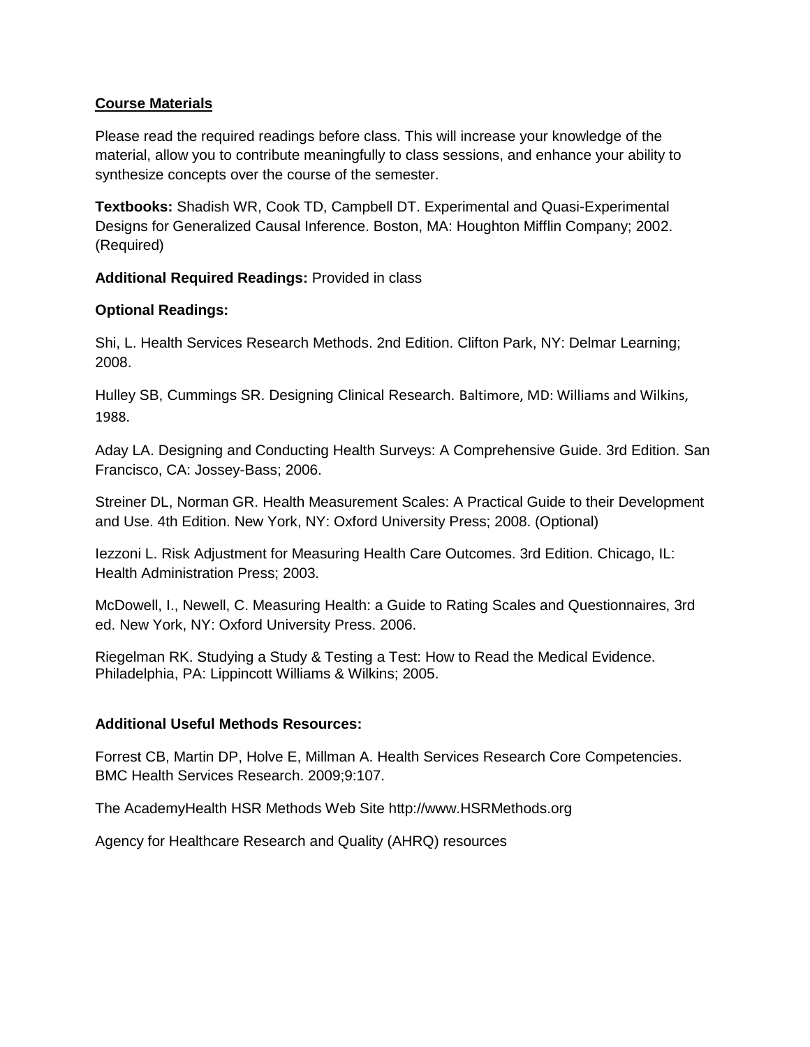## Course Materials

Please read the required readings before class. This will increase your knowledge of the material, allow you to contribute meaningfully to class sessions, and enhance your ability to synthesize concepts over the course of the semester.

**Textbooks:** Shadish WR, Cook TD, Campbell DT. Experimental and Quasi-Experimental Designs for Generalized Causal Inference. Boston, MA: Houghton Mifflin Company; 2002. (Required)

**Additional Required Readings:** Provided in class

**Optional Readings:**

Shi, L. Health Services Research Methods. 2nd Edition. Clifton Park, NY: Delmar Learning; 2008.

Hulley SB, Cummings SR. Designing Clinical Research. Baltimore, MD: Williams and Wilkins, 1988.

Aday LA. Designing and Conducting Health Surveys: A Comprehensive Guide. 3rd Edition. San Francisco, CA: Jossey-Bass; 2006.

Streiner DL, Norman GR. Health Measurement Scales: A Practical Guide to their Development and Use. 4th Edition. New York, NY: Oxford University Press; 2008. (Optional)

Iezzoni L. Risk Adjustment for Measuring Health Care Outcomes. 3rd Edition. Chicago, IL: Health Administration Press; 2003.

McDowell, I., Newell, C. Measuring Health: a Guide to Rating Scales and Questionnaires, 3rd ed. New York, NY: Oxford University Press. 2006.

Riegelman RK. Studying a Study & Testing a Test: How to Read the Medical Evidence. Philadelphia, PA: Lippincott Williams & Wilkins; 2005.

**Additional Useful Methods Resources:**

Forrest CB, Martin DP, Holve E, Millman A. Health Services Research Core Competencies. BMC Health Services Research. 2009;9:107.

The AcademyHealth HSR Methods Web Site http://www.HSRMethods.org

Agency for Healthcare Research and Quality (AHRQ) resources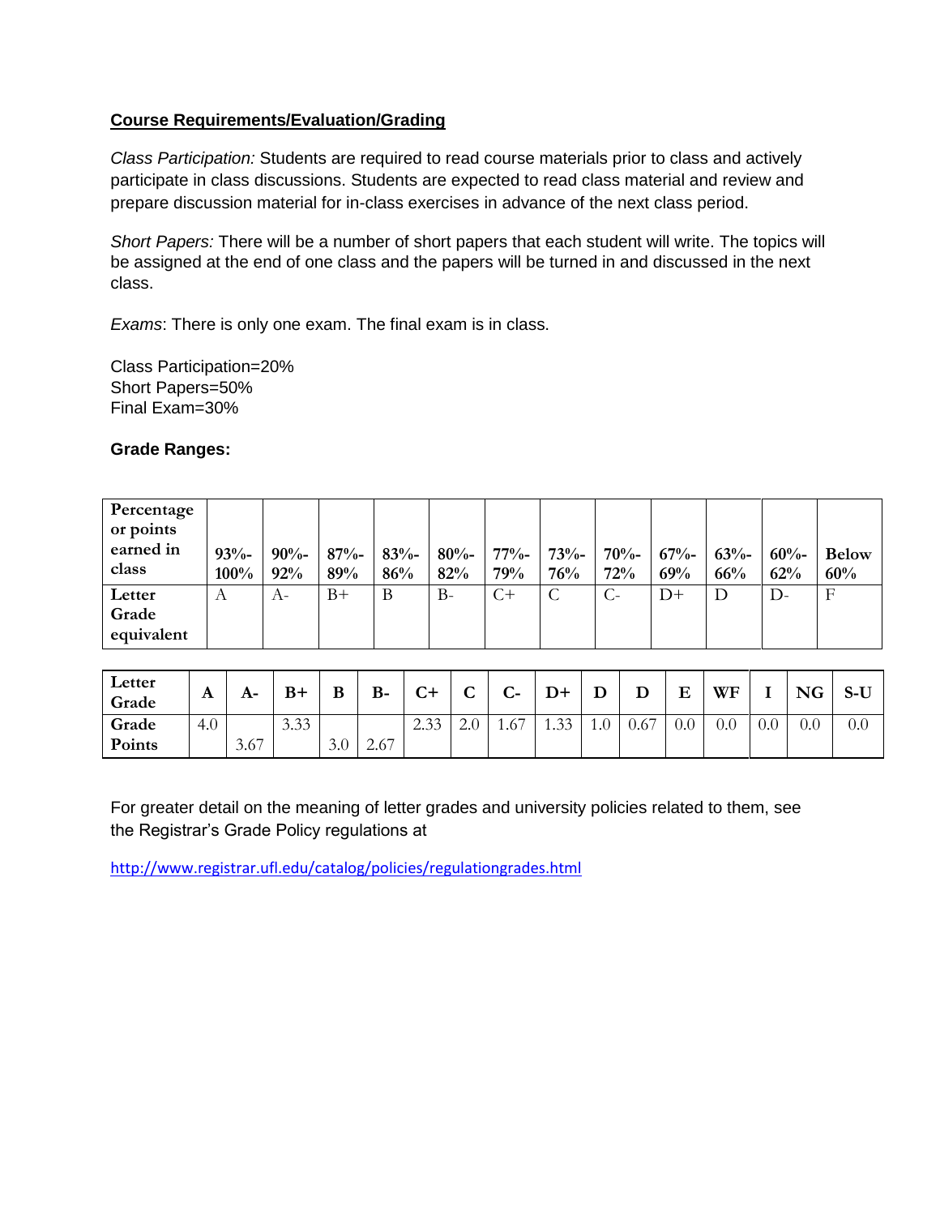## **Course Requirements/Evaluation/Grading**

*Class Participation:* Students are required to read course materials prior to class and actively participate in class discussions. Students are expected to read class material and review and prepare discussion material for in-class exercises in advance of the next class period.

*Short Papers:* There will be a number of short papers that each student will write. The topics will be assigned at the end of one class and the papers will be turned in and discussed in the next class.

*Exams*: There is only one exam. The final exam is in class.

Class Participation=20%
Short Papers=50%
Final Exam=30%

**Grade Ranges:**

| **Percentage or points earned in class** | **93%-100%** | **90%-92%** | **87%-89%** | **83%-86%** | **80%-82%** | **77%-79%** | **73%-76%** | **70%-72%** | **67%-69%** | **63%-66%** | **60%-62%** | **Below 60%** |
|---|---|---|---|---|---|---|---|---|---|---|---|---|
| **Letter Grade equivalent** | A | A- | B+ | B | B- | C+ | C | C- | D+ | D | D- | F |

| **Letter Grade** | **A** | **A-** | **B+** | **B** | **B-** | **C+** | **C** | **C-** | **D+** | **D** | **D** | **E** | **WF** | **I** | **NG** | **S-U** |
|---|---|---|---|---|---|---|---|---|---|---|---|---|---|---|---|---|
| **Grade Points** | 4.0 | 3.67 | 3.33 | 3.0 | 2.67 | 2.33 | 2.0 | 1.67 | 1.33 | 1.0 | 0.67 | 0.0 | 0.0 | 0.0 | 0.0 | 0.0 |

For greater detail on the meaning of letter grades and university policies related to them, see the Registrar's Grade Policy regulations at

http://www.registrar.ufl.edu/catalog/policies/regulationgrades.html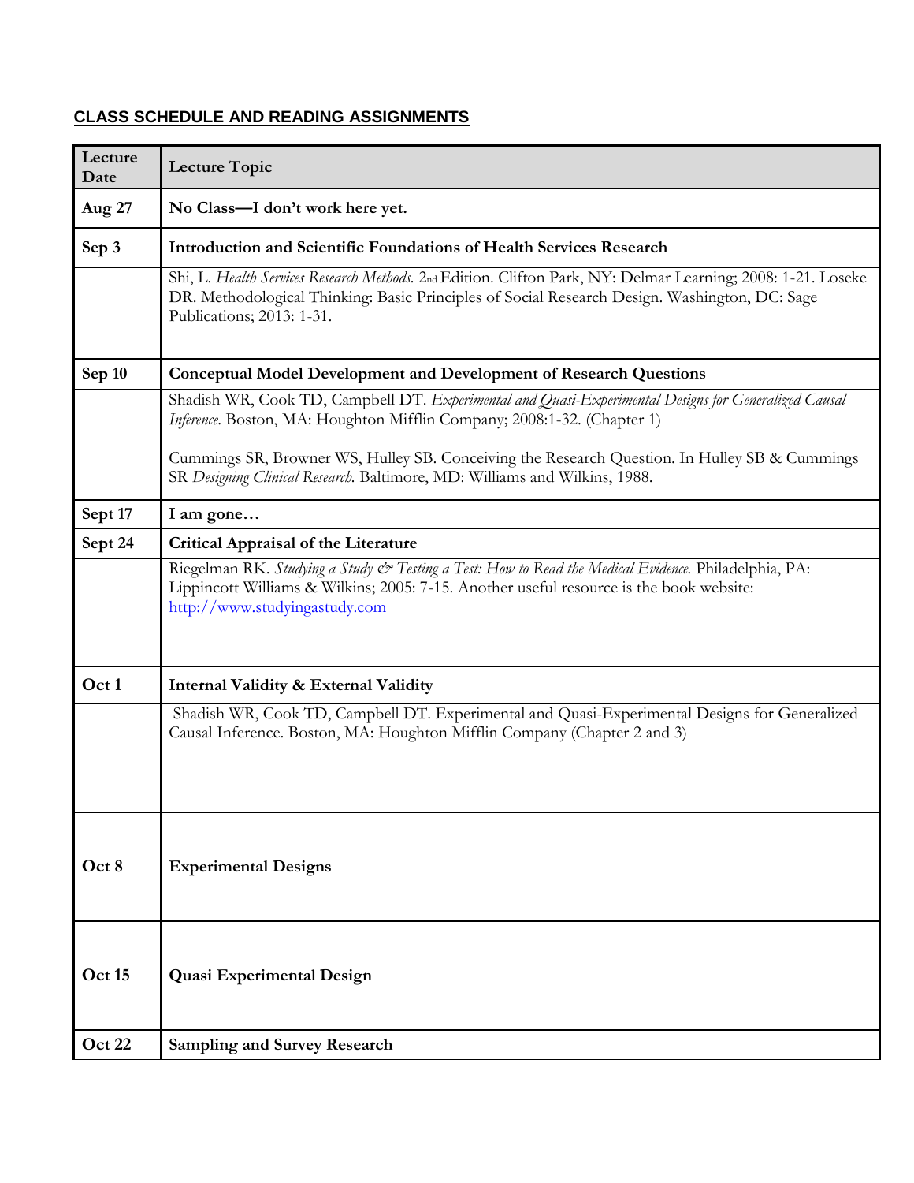## CLASS SCHEDULE AND READING ASSIGNMENTS

| Lecture Date | Lecture Topic |
|---|---|
| **Aug 27** | **No Class—I don't work here yet.** |
| **Sep 3** | **Introduction and Scientific Foundations of Health Services Research** |
| | Shi, L. *Health Services Research Methods.* 2nd Edition. Clifton Park, NY: Delmar Learning; 2008: 1-21. Loseke DR. Methodological Thinking: Basic Principles of Social Research Design. Washington, DC: Sage Publications; 2013: 1-31. |
| **Sep 10** | **Conceptual Model Development and Development of Research Questions** |
| | Shadish WR, Cook TD, Campbell DT. *Experimental and Quasi-Experimental Designs for Generalized Causal Inference.* Boston, MA: Houghton Mifflin Company; 2008:1-32. (Chapter 1)<br><br>Cummings SR, Browner WS, Hulley SB. Conceiving the Research Question. In Hulley SB & Cummings SR *Designing Clinical Research.* Baltimore, MD: Williams and Wilkins, 1988. |
| **Sept 17** | **I am gone…** |
| **Sept 24** | **Critical Appraisal of the Literature** |
| | Riegelman RK. *Studying a Study & Testing a Test: How to Read the Medical Evidence.* Philadelphia, PA: Lippincott Williams & Wilkins; 2005: 7-15. Another useful resource is the book website: http://www.studyingastudy.com |
| **Oct 1** | **Internal Validity & External Validity** |
| | Shadish WR, Cook TD, Campbell DT. Experimental and Quasi-Experimental Designs for Generalized Causal Inference. Boston, MA: Houghton Mifflin Company (Chapter 2 and 3) |
| **Oct 8** | **Experimental Designs** |
| **Oct 15** | **Quasi Experimental Design** |
| **Oct 22** | **Sampling and Survey Research** |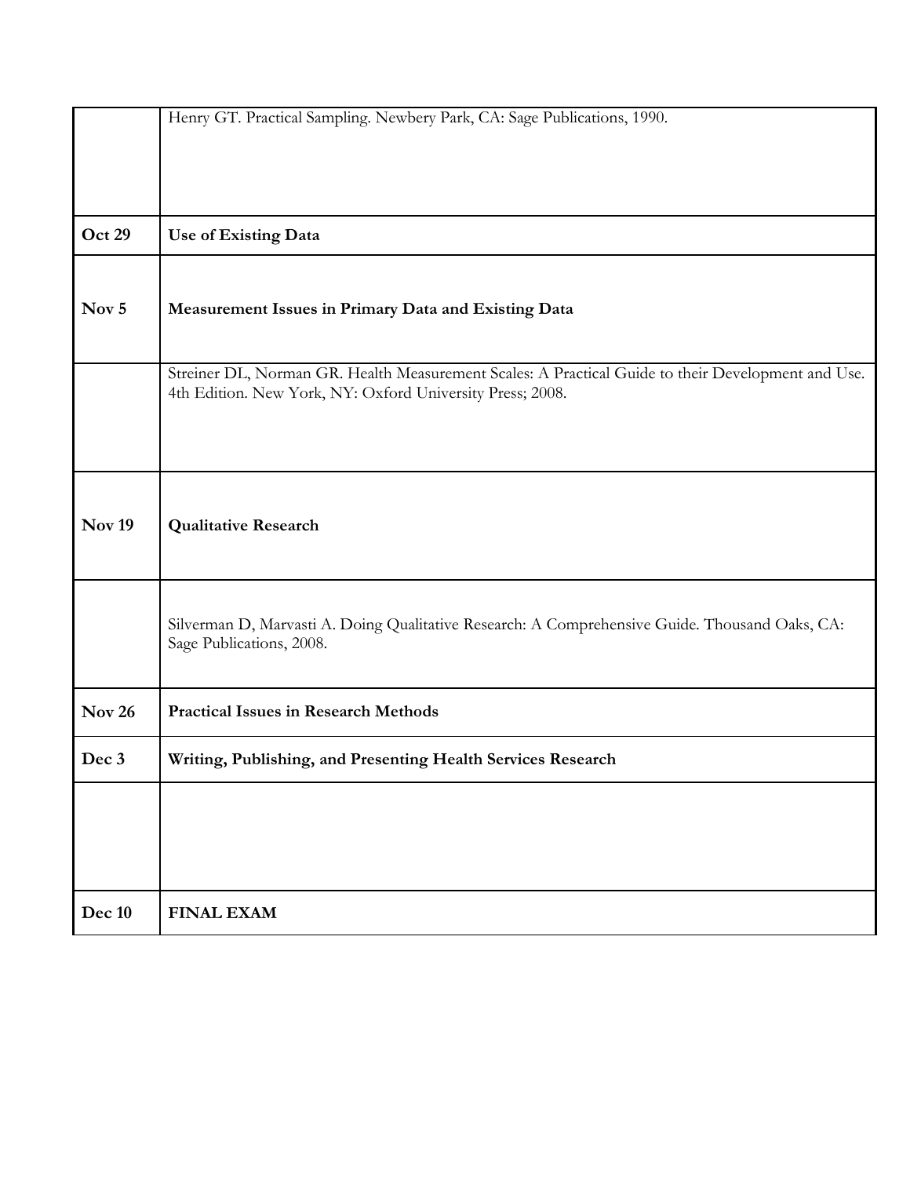| | |
|---|---|
| | Henry GT. Practical Sampling. Newbery Park, CA: Sage Publications, 1990. |
| **Oct 29** | **Use of Existing Data** |
| **Nov 5** | **Measurement Issues in Primary Data and Existing Data** |
| | Streiner DL, Norman GR. Health Measurement Scales: A Practical Guide to their Development and Use. 4th Edition. New York, NY: Oxford University Press; 2008. |
| **Nov 19** | **Qualitative Research** |
| | Silverman D, Marvasti A. Doing Qualitative Research: A Comprehensive Guide. Thousand Oaks, CA: Sage Publications, 2008. |
| **Nov 26** | **Practical Issues in Research Methods** |
| **Dec 3** | **Writing, Publishing, and Presenting Health Services Research** |
| | |
| **Dec 10** | **FINAL EXAM** |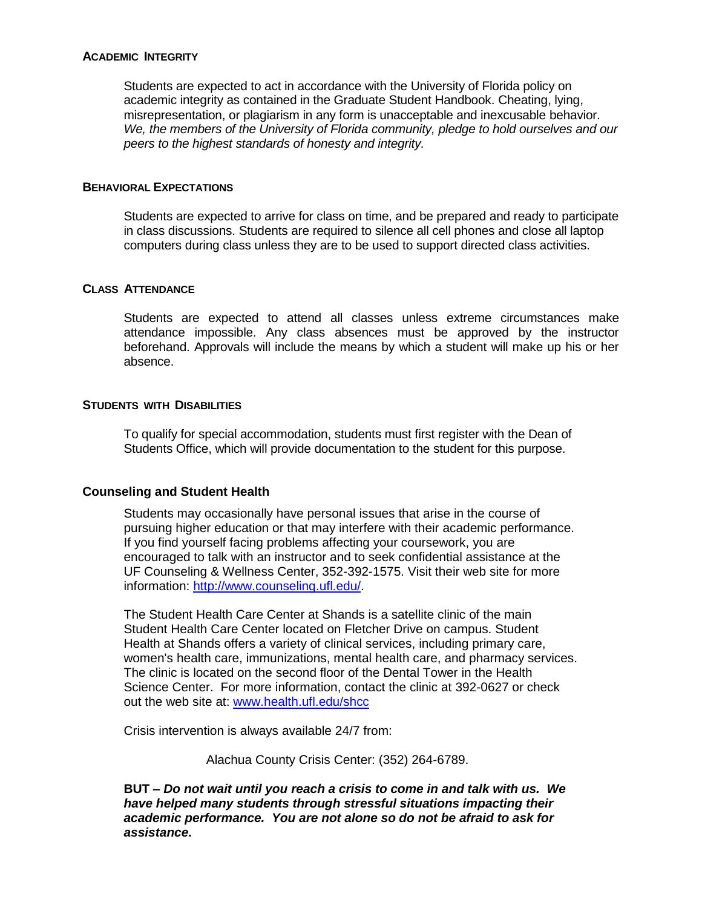### Academic Integrity

Students are expected to act in accordance with the University of Florida policy on academic integrity as contained in the Graduate Student Handbook. Cheating, lying, misrepresentation, or plagiarism in any form is unacceptable and inexcusable behavior. *We, the members of the University of Florida community, pledge to hold ourselves and our peers to the highest standards of honesty and integrity.*

### Behavioral Expectations

Students are expected to arrive for class on time, and be prepared and ready to participate in class discussions. Students are required to silence all cell phones and close all laptop computers during class unless they are to be used to support directed class activities.

### Class Attendance

Students are expected to attend all classes unless extreme circumstances make attendance impossible. Any class absences must be approved by the instructor beforehand. Approvals will include the means by which a student will make up his or her absence.

### Students with Disabilities

To qualify for special accommodation, students must first register with the Dean of Students Office, which will provide documentation to the student for this purpose.

### Counseling and Student Health

Students may occasionally have personal issues that arise in the course of pursuing higher education or that may interfere with their academic performance. If you find yourself facing problems affecting your coursework, you are encouraged to talk with an instructor and to seek confidential assistance at the UF Counseling & Wellness Center, 352-392-1575. Visit their web site for more information: [http://www.counseling.ufl.edu/](http://www.counseling.ufl.edu/).

The Student Health Care Center at Shands is a satellite clinic of the main Student Health Care Center located on Fletcher Drive on campus. Student Health at Shands offers a variety of clinical services, including primary care, women's health care, immunizations, mental health care, and pharmacy services. The clinic is located on the second floor of the Dental Tower in the Health Science Center. For more information, contact the clinic at 392-0627 or check out the web site at: [www.health.ufl.edu/shcc](www.health.ufl.edu/shcc)

Crisis intervention is always available 24/7 from:

Alachua County Crisis Center: (352) 264-6789.

**BUT – *Do not wait until you reach a crisis to come in and talk with us. We have helped many students through stressful situations impacting their academic performance. You are not alone so do not be afraid to ask for assistance*.**